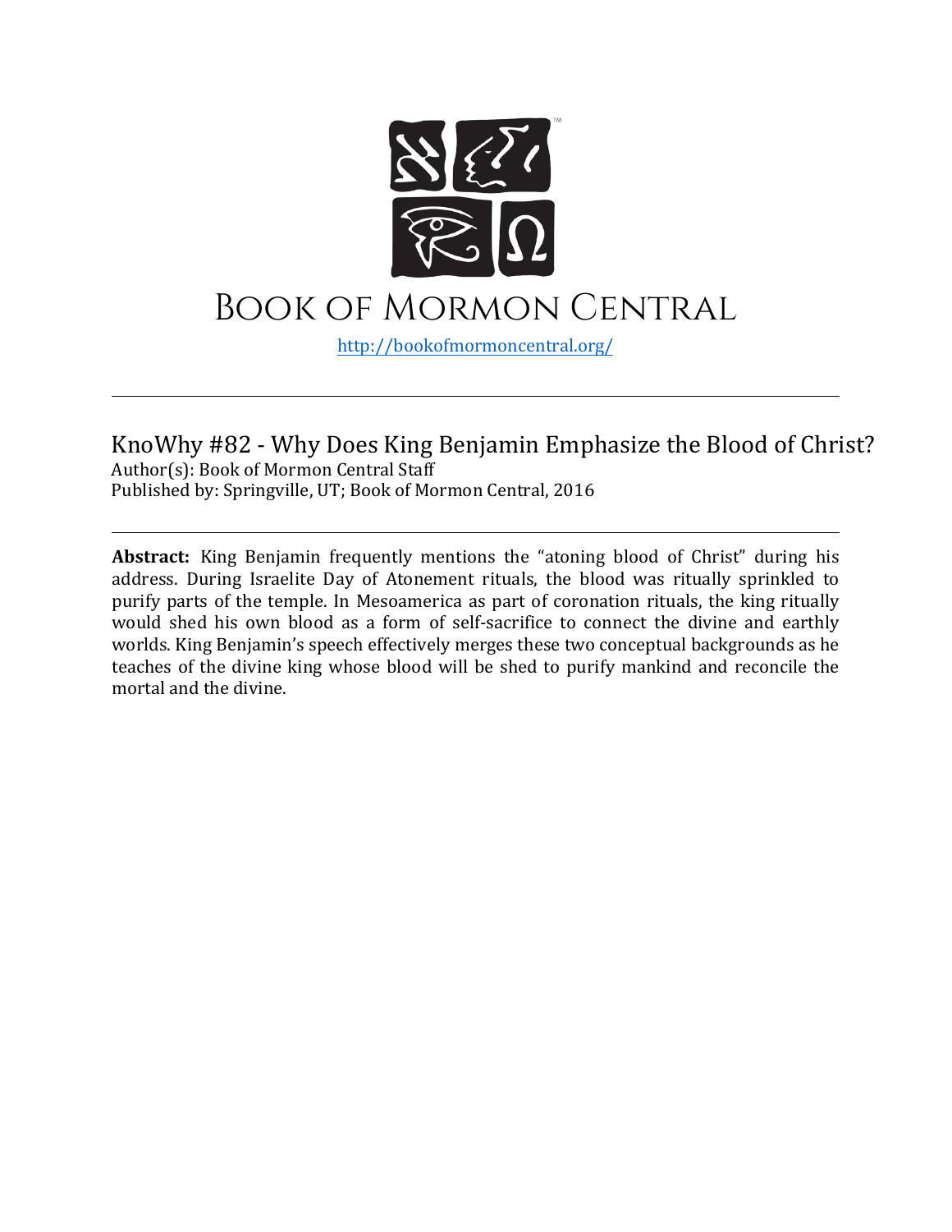# Book of Mormon Central

http://bookofmormoncentral.org/

---

## KnoWhy #82 - Why Does King Benjamin Emphasize the Blood of Christ?

Author(s): Book of Mormon Central Staff
Published by: Springville, UT; Book of Mormon Central, 2016

---

**Abstract:** King Benjamin frequently mentions the "atoning blood of Christ" during his address. During Israelite Day of Atonement rituals, the blood was ritually sprinkled to purify parts of the temple. In Mesoamerica as part of coronation rituals, the king ritually would shed his own blood as a form of self-sacrifice to connect the divine and earthly worlds. King Benjamin's speech effectively merges these two conceptual backgrounds as he teaches of the divine king whose blood will be shed to purify mankind and reconcile the mortal and the divine.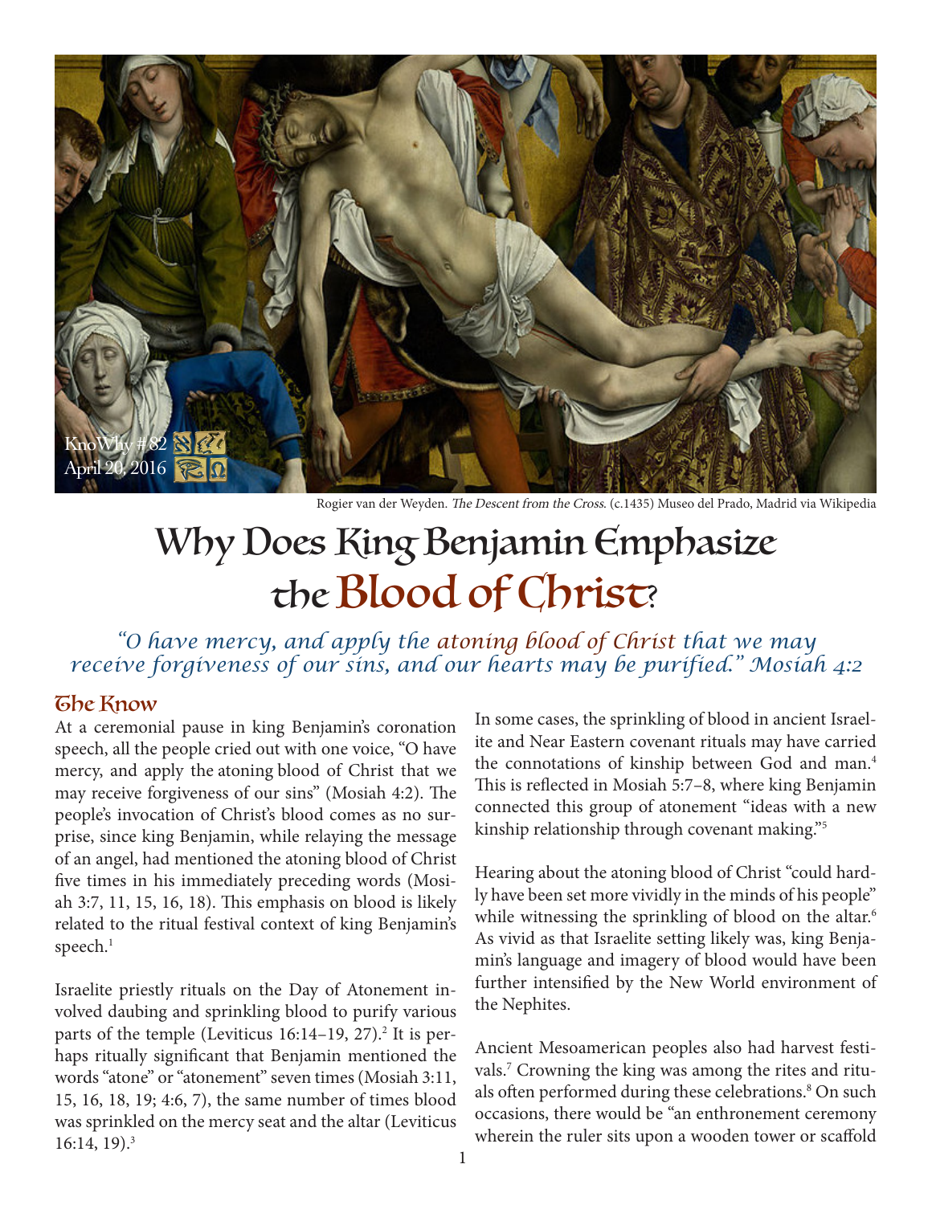Rogier van der Weyden. *The Descent from the Cross*. (c.1435) Museo del Prado, Madrid via Wikipedia

# Why Does King Benjamin Emphasize the Blood of Christ?

*"O have mercy, and apply the atoning blood of Christ that we may receive forgiveness of our sins, and our hearts may be purified." Mosiah 4:2*

## The Know

At a ceremonial pause in king Benjamin's coronation speech, all the people cried out with one voice, "O have mercy, and apply the atoning blood of Christ that we may receive forgiveness of our sins" (Mosiah 4:2). The people's invocation of Christ's blood comes as no surprise, since king Benjamin, while relaying the message of an angel, had mentioned the atoning blood of Christ five times in his immediately preceding words (Mosiah 3:7, 11, 15, 16, 18). This emphasis on blood is likely related to the ritual festival context of king Benjamin's speech.[1]

Israelite priestly rituals on the Day of Atonement involved daubing and sprinkling blood to purify various parts of the temple (Leviticus 16:14–19, 27).[2] It is perhaps ritually significant that Benjamin mentioned the words "atone" or "atonement" seven times (Mosiah 3:11, 15, 16, 18, 19; 4:6, 7), the same number of times blood was sprinkled on the mercy seat and the altar (Leviticus 16:14, 19).[3]

In some cases, the sprinkling of blood in ancient Israelite and Near Eastern covenant rituals may have carried the connotations of kinship between God and man.[4] This is reflected in Mosiah 5:7–8, where king Benjamin connected this group of atonement "ideas with a new kinship relationship through covenant making."[5]

Hearing about the atoning blood of Christ "could hardly have been set more vividly in the minds of his people" while witnessing the sprinkling of blood on the altar.[6] As vivid as that Israelite setting likely was, king Benjamin's language and imagery of blood would have been further intensified by the New World environment of the Nephites.

Ancient Mesoamerican peoples also had harvest festivals.[7] Crowning the king was among the rites and rituals often performed during these celebrations.[8] On such occasions, there would be "an enthronement ceremony wherein the ruler sits upon a wooden tower or scaffold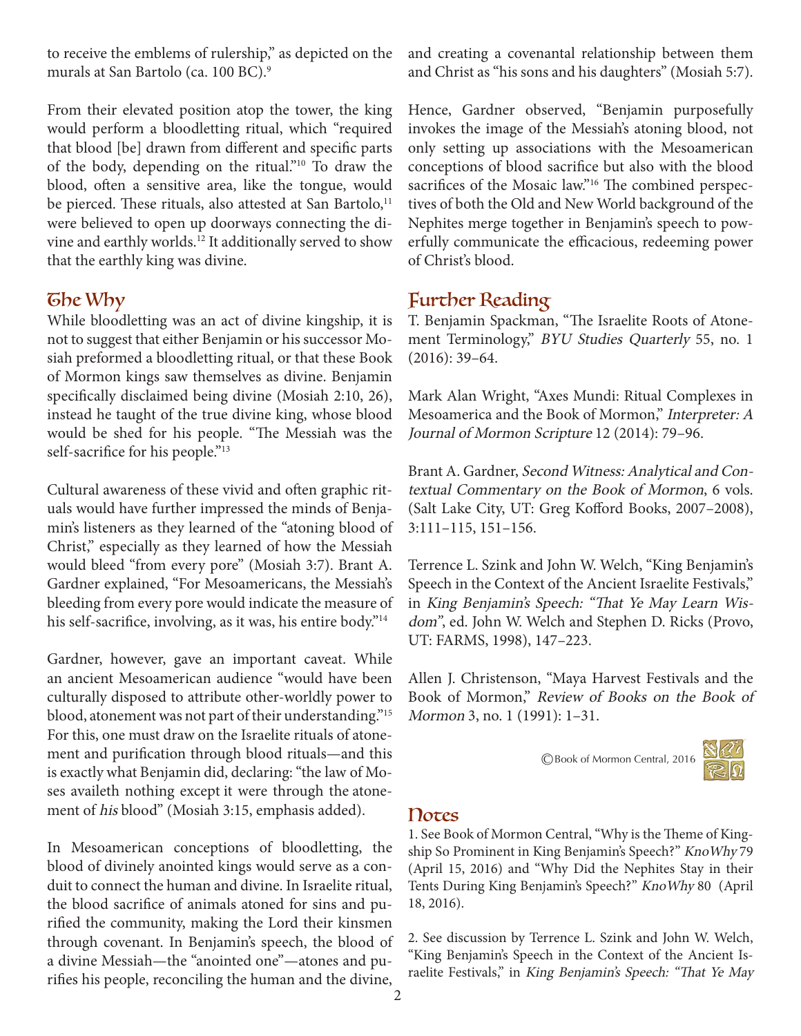to receive the emblems of rulership," as depicted on the murals at San Bartolo (ca. 100 BC).[9]

From their elevated position atop the tower, the king would perform a bloodletting ritual, which "required that blood [be] drawn from different and specific parts of the body, depending on the ritual."[10] To draw the blood, often a sensitive area, like the tongue, would be pierced. These rituals, also attested at San Bartolo,[11] were believed to open up doorways connecting the divine and earthly worlds.[12] It additionally served to show that the earthly king was divine.

## The Why

While bloodletting was an act of divine kingship, it is not to suggest that either Benjamin or his successor Mosiah preformed a bloodletting ritual, or that these Book of Mormon kings saw themselves as divine. Benjamin specifically disclaimed being divine (Mosiah 2:10, 26), instead he taught of the true divine king, whose blood would be shed for his people. "The Messiah was the self-sacrifice for his people."[13]

Cultural awareness of these vivid and often graphic rituals would have further impressed the minds of Benjamin's listeners as they learned of the "atoning blood of Christ," especially as they learned of how the Messiah would bleed "from every pore" (Mosiah 3:7). Brant A. Gardner explained, "For Mesoamericans, the Messiah's bleeding from every pore would indicate the measure of his self-sacrifice, involving, as it was, his entire body."[14]

Gardner, however, gave an important caveat. While an ancient Mesoamerican audience "would have been culturally disposed to attribute other-worldly power to blood, atonement was not part of their understanding."[15] For this, one must draw on the Israelite rituals of atonement and purification through blood rituals—and this is exactly what Benjamin did, declaring: "the law of Moses availeth nothing except it were through the atonement of *his* blood" (Mosiah 3:15, emphasis added).

In Mesoamerican conceptions of bloodletting, the blood of divinely anointed kings would serve as a conduit to connect the human and divine. In Israelite ritual, the blood sacrifice of animals atoned for sins and purified the community, making the Lord their kinsmen through covenant. In Benjamin's speech, the blood of a divine Messiah—the "anointed one"—atones and purifies his people, reconciling the human and the divine, and creating a covenantal relationship between them and Christ as "his sons and his daughters" (Mosiah 5:7).

Hence, Gardner observed, "Benjamin purposefully invokes the image of the Messiah's atoning blood, not only setting up associations with the Mesoamerican conceptions of blood sacrifice but also with the blood sacrifices of the Mosaic law."[16] The combined perspectives of both the Old and New World background of the Nephites merge together in Benjamin's speech to powerfully communicate the efficacious, redeeming power of Christ's blood.

## Further Reading

T. Benjamin Spackman, "The Israelite Roots of Atonement Terminology," *BYU Studies Quarterly* 55, no. 1 (2016): 39–64.

Mark Alan Wright, "Axes Mundi: Ritual Complexes in Mesoamerica and the Book of Mormon," *Interpreter: A Journal of Mormon Scripture* 12 (2014): 79–96.

Brant A. Gardner, *Second Witness: Analytical and Contextual Commentary on the Book of Mormon*, 6 vols. (Salt Lake City, UT: Greg Kofford Books, 2007–2008), 3:111–115, 151–156.

Terrence L. Szink and John W. Welch, "King Benjamin's Speech in the Context of the Ancient Israelite Festivals," in *King Benjamin's Speech: "That Ye May Learn Wisdom"*, ed. John W. Welch and Stephen D. Ricks (Provo, UT: FARMS, 1998), 147–223.

Allen J. Christenson, "Maya Harvest Festivals and the Book of Mormon," *Review of Books on the Book of Mormon* 3, no. 1 (1991): 1–31.

©Book of Mormon Central, 2016

## Notes

1. See Book of Mormon Central, "Why is the Theme of Kingship So Prominent in King Benjamin's Speech?" *KnoWhy* 79 (April 15, 2016) and "Why Did the Nephites Stay in their Tents During King Benjamin's Speech?" *KnoWhy* 80 (April 18, 2016).

2. See discussion by Terrence L. Szink and John W. Welch, "King Benjamin's Speech in the Context of the Ancient Israelite Festivals," in *King Benjamin's Speech: "That Ye May*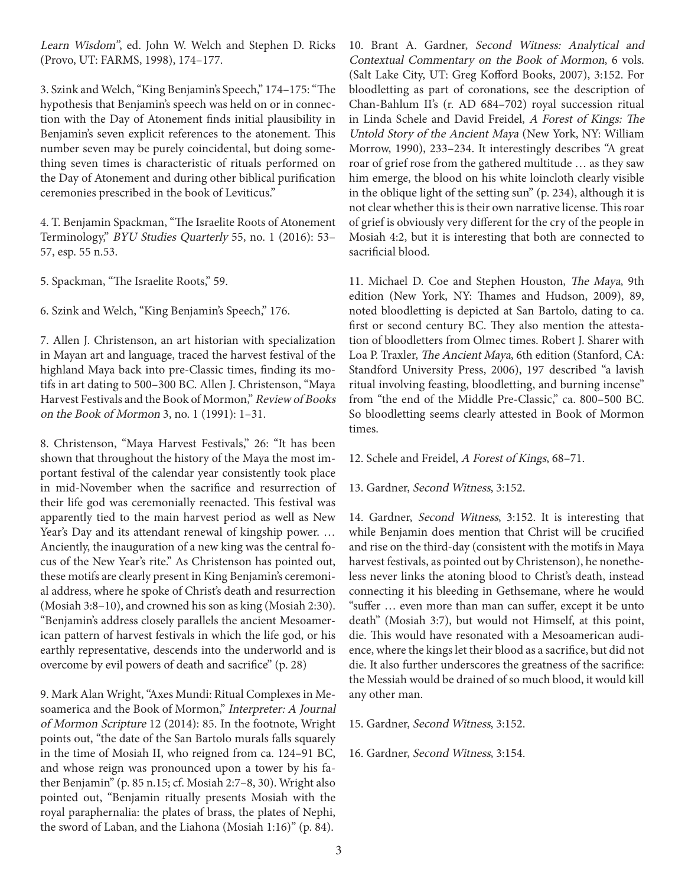*Learn Wisdom"*, ed. John W. Welch and Stephen D. Ricks (Provo, UT: FARMS, 1998), 174–177.

3. Szink and Welch, "King Benjamin's Speech," 174–175: "The hypothesis that Benjamin's speech was held on or in connection with the Day of Atonement finds initial plausibility in Benjamin's seven explicit references to the atonement. This number seven may be purely coincidental, but doing something seven times is characteristic of rituals performed on the Day of Atonement and during other biblical purification ceremonies prescribed in the book of Leviticus."

4. T. Benjamin Spackman, "The Israelite Roots of Atonement Terminology," *BYU Studies Quarterly* 55, no. 1 (2016): 53–57, esp. 55 n.53.

5. Spackman, "The Israelite Roots," 59.

6. Szink and Welch, "King Benjamin's Speech," 176.

7. Allen J. Christenson, an art historian with specialization in Mayan art and language, traced the harvest festival of the highland Maya back into pre-Classic times, finding its motifs in art dating to 500–300 BC. Allen J. Christenson, "Maya Harvest Festivals and the Book of Mormon," *Review of Books on the Book of Mormon* 3, no. 1 (1991): 1–31.

8. Christenson, "Maya Harvest Festivals," 26: "It has been shown that throughout the history of the Maya the most important festival of the calendar year consistently took place in mid-November when the sacrifice and resurrection of their life god was ceremonially reenacted. This festival was apparently tied to the main harvest period as well as New Year's Day and its attendant renewal of kingship power. … Anciently, the inauguration of a new king was the central focus of the New Year's rite." As Christenson has pointed out, these motifs are clearly present in King Benjamin's ceremonial address, where he spoke of Christ's death and resurrection (Mosiah 3:8–10), and crowned his son as king (Mosiah 2:30). "Benjamin's address closely parallels the ancient Mesoamerican pattern of harvest festivals in which the life god, or his earthly representative, descends into the underworld and is overcome by evil powers of death and sacrifice" (p. 28)

9. Mark Alan Wright, "Axes Mundi: Ritual Complexes in Mesoamerica and the Book of Mormon," *Interpreter: A Journal of Mormon Scripture* 12 (2014): 85. In the footnote, Wright points out, "the date of the San Bartolo murals falls squarely in the time of Mosiah II, who reigned from ca. 124–91 BC, and whose reign was pronounced upon a tower by his father Benjamin" (p. 85 n.15; cf. Mosiah 2:7–8, 30). Wright also pointed out, "Benjamin ritually presents Mosiah with the royal paraphernalia: the plates of brass, the plates of Nephi, the sword of Laban, and the Liahona (Mosiah 1:16)" (p. 84).

10. Brant A. Gardner, *Second Witness: Analytical and Contextual Commentary on the Book of Mormon*, 6 vols. (Salt Lake City, UT: Greg Kofford Books, 2007), 3:152. For bloodletting as part of coronations, see the description of Chan-Bahlum II's (r. AD 684–702) royal succession ritual in Linda Schele and David Freidel, *A Forest of Kings: The Untold Story of the Ancient Maya* (New York, NY: William Morrow, 1990), 233–234. It interestingly describes "A great roar of grief rose from the gathered multitude … as they saw him emerge, the blood on his white loincloth clearly visible in the oblique light of the setting sun" (p. 234), although it is not clear whether this is their own narrative license. This roar of grief is obviously very different for the cry of the people in Mosiah 4:2, but it is interesting that both are connected to sacrificial blood.

11. Michael D. Coe and Stephen Houston, *The Maya*, 9th edition (New York, NY: Thames and Hudson, 2009), 89, noted bloodletting is depicted at San Bartolo, dating to ca. first or second century BC. They also mention the attestation of bloodletters from Olmec times. Robert J. Sharer with Loa P. Traxler, *The Ancient Maya*, 6th edition (Stanford, CA: Standford University Press, 2006), 197 described "a lavish ritual involving feasting, bloodletting, and burning incense" from "the end of the Middle Pre-Classic," ca. 800–500 BC. So bloodletting seems clearly attested in Book of Mormon times.

12. Schele and Freidel, *A Forest of Kings*, 68–71.

13. Gardner, *Second Witness*, 3:152.

14. Gardner, *Second Witness*, 3:152. It is interesting that while Benjamin does mention that Christ will be crucified and rise on the third-day (consistent with the motifs in Maya harvest festivals, as pointed out by Christenson), he nonetheless never links the atoning blood to Christ's death, instead connecting it his bleeding in Gethsemane, where he would "suffer … even more than man can suffer, except it be unto death" (Mosiah 3:7), but would not Himself, at this point, die. This would have resonated with a Mesoamerican audience, where the kings let their blood as a sacrifice, but did not die. It also further underscores the greatness of the sacrifice: the Messiah would be drained of so much blood, it would kill any other man.

15. Gardner, *Second Witness*, 3:152.

16. Gardner, *Second Witness*, 3:154.